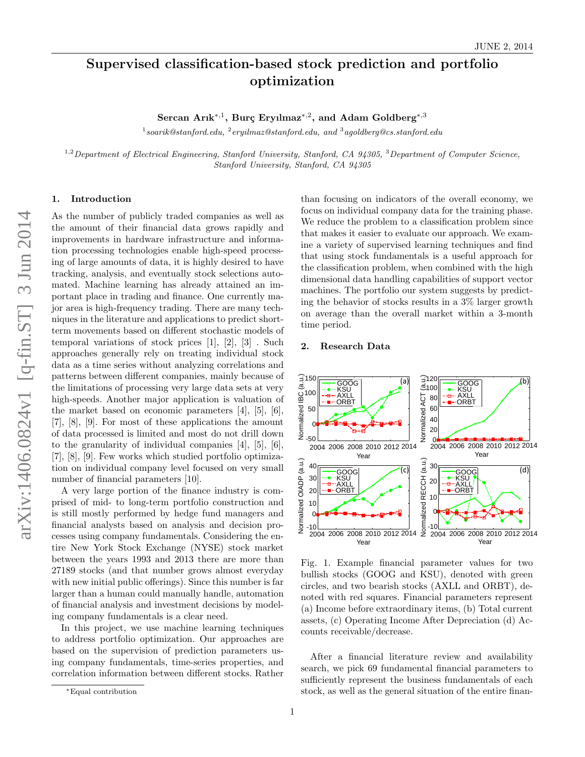# Supervised classification-based stock prediction and portfolio optimization

**Sercan Arık*,1, Burç Eryılmaz*,2, and Adam Goldberg*,3**

[1] *soarik@stanford.edu*, [2] *eryilmaz@stanford.edu*, and [3] *agoldberg@cs.stanford.edu*

[1,2] *Department of Electrical Engineering, Stanford University, Stanford, CA 94305,* [3] *Department of Computer Science, Stanford University, Stanford, CA 94305*

## 1. Introduction

As the number of publicly traded companies as well as the amount of their financial data grows rapidly and improvements in hardware infrastructure and information processing technologies enable high-speed processing of large amounts of data, it is highly desired to have tracking, analysis, and eventually stock selections automated. Machine learning has already attained an important place in trading and finance. One currently major area is high-frequency trading. There are many techniques in the literature and applications to predict short-term movements based on different stochastic models of temporal variations of stock prices [1], [2], [3] . Such approaches generally rely on treating individual stock data as a time series without analyzing correlations and patterns between different companies, mainly because of the limitations of processing very large data sets at very high-speeds. Another major application is valuation of the market based on economic parameters [4], [5], [6], [7], [8], [9]. For most of these applications the amount of data processed is limited and most do not drill down to the granularity of individual companies [4], [5], [6], [7], [8], [9]. Few works which studied portfolio optimization on individual company level focused on very small number of financial parameters [10].

A very large portion of the finance industry is comprised of mid- to long-term portfolio construction and is still mostly performed by hedge fund managers and financial analysts based on analysis and decision processes using company fundamentals. Considering the entire New York Stock Exchange (NYSE) stock market between the years 1993 and 2013 there are more than 27189 stocks (and that number grows almost everyday with new initial public offerings). Since this number is far larger than a human could manually handle, automation of financial analysis and investment decisions by modeling company fundamentals is a clear need.

In this project, we use machine learning techniques to address portfolio optimization. Our approaches are based on the supervision of prediction parameters using company fundamentals, time-series properties, and correlation information between different stocks. Rather than focusing on indicators of the overall economy, we focus on individual company data for the training phase. We reduce the problem to a classification problem since that makes it easier to evaluate our approach. We examine a variety of supervised learning techniques and find that using stock fundamentals is a useful approach for the classification problem, when combined with the high dimensional data handling capabilities of support vector machines. The portfolio our system suggests by predicting the behavior of stocks results in a 3% larger growth on average than the overall market within a 3-month time period.

*Equal contribution

## 2. Research Data

Fig. 1. Example financial parameter values for two bullish stocks (GOOG and KSU), denoted with green circles, and two bearish stocks (AXLL and ORBT), denoted with red squares. Financial parameters represent (a) Income before extraordinary items, (b) Total current assets, (c) Operating Income After Depreciation (d) Accounts receivable/decrease.

After a financial literature review and availability search, we pick 69 fundamental financial parameters to sufficiently represent the business fundamentals of each stock, as well as the general situation of the entire finan-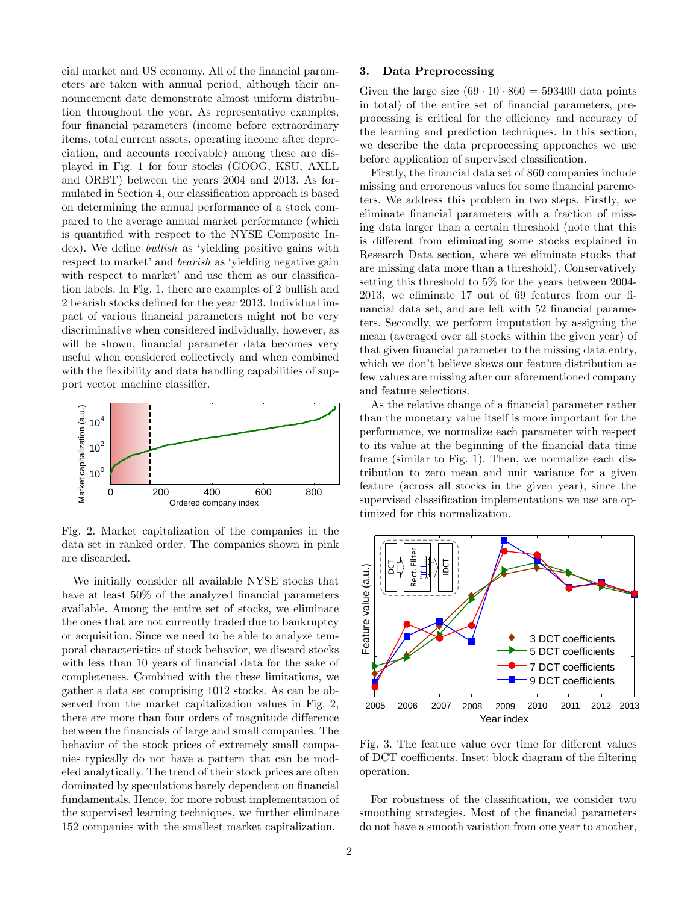cial market and US economy. All of the financial parameters are taken with annual period, although their announcement date demonstrate almost uniform distribution throughout the year. As representative examples, four financial parameters (income before extraordinary items, total current assets, operating income after depreciation, and accounts receivable) among these are displayed in Fig. 1 for four stocks (GOOG, KSU, AXLL and ORBT) between the years 2004 and 2013. As formulated in Section 4, our classification approach is based on determining the annual performance of a stock compared to the average annual market performance (which is quantified with respect to the NYSE Composite Index). We define *bullish* as 'yielding positive gains with respect to market' and *bearish* as 'yielding negative gain with respect to market' and use them as our classification labels. In Fig. 1, there are examples of 2 bullish and 2 bearish stocks defined for the year 2013. Individual impact of various financial parameters might not be very discriminative when considered individually, however, as will be shown, financial parameter data becomes very useful when considered collectively and when combined with the flexibility and data handling capabilities of support vector machine classifier.

Fig. 2. Market capitalization of the companies in the data set in ranked order. The companies shown in pink are discarded.

We initially consider all available NYSE stocks that have at least 50% of the analyzed financial parameters available. Among the entire set of stocks, we eliminate the ones that are not currently traded due to bankruptcy or acquisition. Since we need to be able to analyze temporal characteristics of stock behavior, we discard stocks with less than 10 years of financial data for the sake of completeness. Combined with the these limitations, we gather a data set comprising 1012 stocks. As can be observed from the market capitalization values in Fig. 2, there are more than four orders of magnitude difference between the financials of large and small companies. The behavior of the stock prices of extremely small companies typically do not have a pattern that can be modeled analytically. The trend of their stock prices are often dominated by speculations barely dependent on financial fundamentals. Hence, for more robust implementation of the supervised learning techniques, we further eliminate 152 companies with the smallest market capitalization.

## 3. Data Preprocessing

Given the large size ($69 \cdot 10 \cdot 860 = 593400$ data points in total) of the entire set of financial parameters, preprocessing is critical for the efficiency and accuracy of the learning and prediction techniques. In this section, we describe the data preprocessing approaches we use before application of supervised classification.

Firstly, the financial data set of 860 companies include missing and errorenous values for some financial paremeters. We address this problem in two steps. Firstly, we eliminate financial parameters with a fraction of missing data larger than a certain threshold (note that this is different from eliminating some stocks explained in Research Data section, where we eliminate stocks that are missing data more than a threshold). Conservatively setting this threshold to 5% for the years between 2004-2013, we eliminate 17 out of 69 features from our financial data set, and are left with 52 financial parameters. Secondly, we perform imputation by assigning the mean (averaged over all stocks within the given year) of that given financial parameter to the missing data entry, which we don't believe skews our feature distribution as few values are missing after our aforementioned company and feature selections.

As the relative change of a financial parameter rather than the monetary value itself is more important for the performance, we normalize each parameter with respect to its value at the beginning of the financial data time frame (similar to Fig. 1). Then, we normalize each distribution to zero mean and unit variance for a given feature (across all stocks in the given year), since the supervised classification implementations we use are optimized for this normalization.

Fig. 3. The feature value over time for different values of DCT coefficients. Inset: block diagram of the filtering operation.

For robustness of the classification, we consider two smoothing strategies. Most of the financial parameters do not have a smooth variation from one year to another,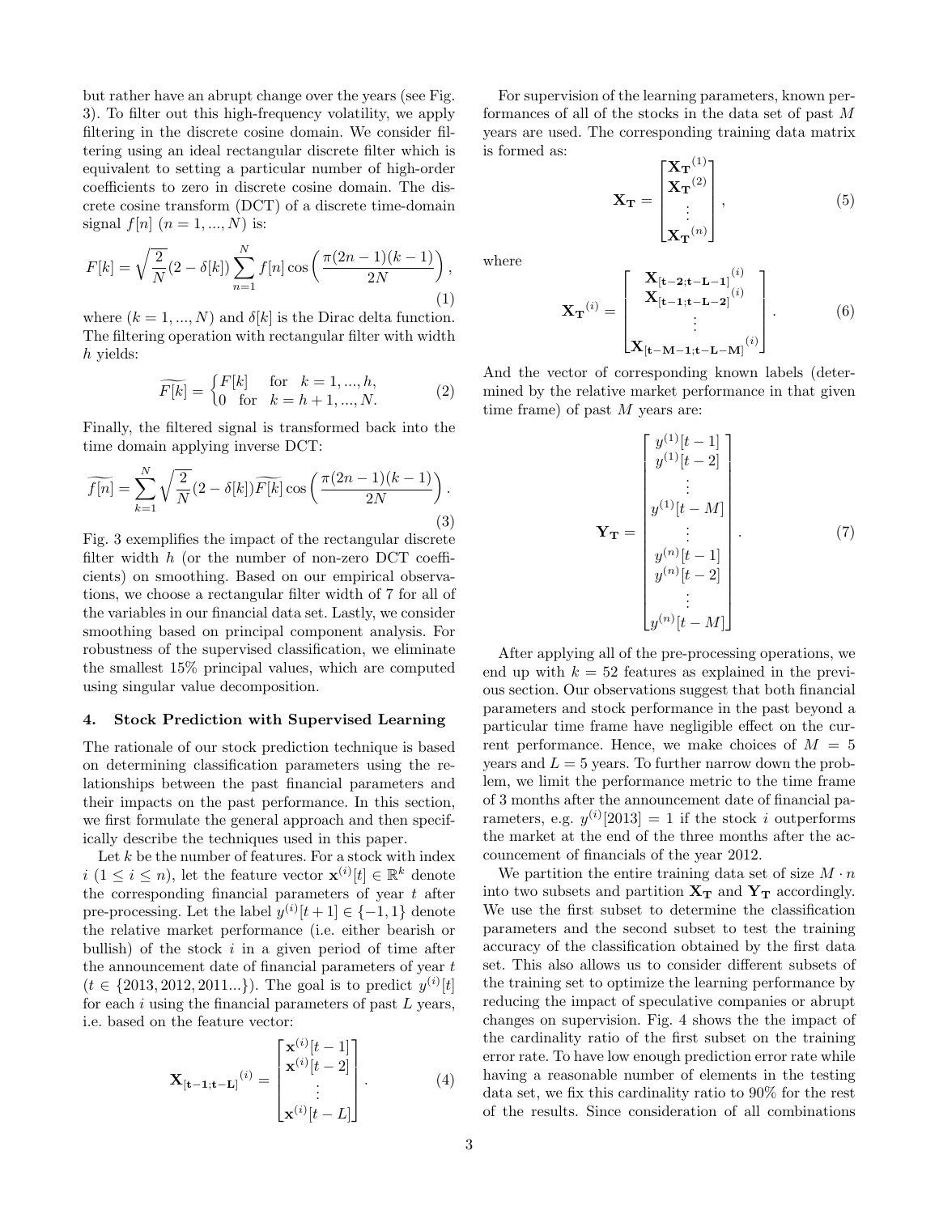but rather have an abrupt change over the years (see Fig. 3). To filter out this high-frequency volatility, we apply filtering in the discrete cosine domain. We consider filtering using an ideal rectangular discrete filter which is equivalent to setting a particular number of high-order coefficients to zero in discrete cosine domain. The discrete cosine transform (DCT) of a discrete time-domain signal $f[n]$ $(n = 1, ..., N)$ is:

$$F[k] = \sqrt{\frac{2}{N}}(2 - \delta[k]) \sum_{n=1}^{N} f[n] \cos\left(\frac{\pi(2n-1)(k-1)}{2N}\right), \tag{1}$$

where $(k = 1, ..., N)$ and $\delta[k]$ is the Dirac delta function. The filtering operation with rectangular filter with width $h$ yields:

$$\widetilde{F[k]} = \begin{cases} F[k] & \text{for} \quad k = 1, ..., h, \\ 0 & \text{for} \quad k = h+1, ..., N. \end{cases} \tag{2}$$

Finally, the filtered signal is transformed back into the time domain applying inverse DCT:

$$\widetilde{f[n]} = \sum_{k=1}^{N} \sqrt{\frac{2}{N}}(2 - \delta[k])\widetilde{F[k]} \cos\left(\frac{\pi(2n-1)(k-1)}{2N}\right). \tag{3}$$

Fig. 3 exemplifies the impact of the rectangular discrete filter width $h$ (or the number of non-zero DCT coefficients) on smoothing. Based on our empirical observations, we choose a rectangular filter width of 7 for all of the variables in our financial data set. Lastly, we consider smoothing based on principal component analysis. For robustness of the supervised classification, we eliminate the smallest 15% principal values, which are computed using singular value decomposition.

## 4. Stock Prediction with Supervised Learning

The rationale of our stock prediction technique is based on determining classification parameters using the relationships between the past financial parameters and their impacts on the past performance. In this section, we first formulate the general approach and then specifically describe the techniques used in this paper.

Let $k$ be the number of features. For a stock with index $i$ $(1 \leq i \leq n)$, let the feature vector $\mathbf{x}^{(i)}[t] \in \mathbb{R}^k$ denote the corresponding financial parameters of year $t$ after pre-processing. Let the label $y^{(i)}[t+1] \in \{-1, 1\}$ denote the relative market performance (i.e. either bearish or bullish) of the stock $i$ in a given period of time after the announcement date of financial parameters of year $t$ $(t \in \{2013, 2012, 2011...\})$. The goal is to predict $y^{(i)}[t]$ for each $i$ using the financial parameters of past $L$ years, i.e. based on the feature vector:

$$\mathbf{X_{[t-1;t-L]}}^{(i)} = \begin{bmatrix} \mathbf{x}^{(i)}[t-1] \\ \mathbf{x}^{(i)}[t-2] \\ \vdots \\ \mathbf{x}^{(i)}[t-L] \end{bmatrix}. \tag{4}$$

For supervision of the learning parameters, known performances of all of the stocks in the data set of past $M$ years are used. The corresponding training data matrix is formed as:

$$\mathbf{X_T} = \begin{bmatrix} \mathbf{X_T}^{(1)} \\ \mathbf{X_T}^{(2)} \\ \vdots \\ \mathbf{X_T}^{(n)} \end{bmatrix}, \tag{5}$$

where

$$\mathbf{X_T}^{(i)} = \begin{bmatrix} \mathbf{X_{[t-2;t-L-1]}}^{(i)} \\ \mathbf{X_{[t-1;t-L-2]}}^{(i)} \\ \vdots \\ \mathbf{X_{[t-M-1;t-L-M]}}^{(i)} \end{bmatrix}. \tag{6}$$

And the vector of corresponding known labels (determined by the relative market performance in that given time frame) of past $M$ years are:

$$\mathbf{Y_T} = \begin{bmatrix} y^{(1)}[t-1] \\ y^{(1)}[t-2] \\ \vdots \\ y^{(1)}[t-M] \\ \vdots \\ y^{(n)}[t-1] \\ y^{(n)}[t-2] \\ \vdots \\ y^{(n)}[t-M] \end{bmatrix}. \tag{7}$$

After applying all of the pre-processing operations, we end up with $k = 52$ features as explained in the previous section. Our observations suggest that both financial parameters and stock performance in the past beyond a particular time frame have negligible effect on the current performance. Hence, we make choices of $M = 5$ years and $L = 5$ years. To further narrow down the problem, we limit the performance metric to the time frame of 3 months after the announcement date of financial parameters, e.g. $y^{(i)}[2013] = 1$ if the stock $i$ outperforms the market at the end of the three months after the accouncement of financials of the year 2012.

We partition the entire training data set of size $M \cdot n$ into two subsets and partition $\mathbf{X_T}$ and $\mathbf{Y_T}$ accordingly. We use the first subset to determine the classification parameters and the second subset to test the training accuracy of the classification obtained by the first data set. This also allows us to consider different subsets of the training set to optimize the learning performance by reducing the impact of speculative companies or abrupt changes on supervision. Fig. 4 shows the the impact of the cardinality ratio of the first subset on the training error rate. To have low enough prediction error rate while having a reasonable number of elements in the testing data set, we fix this cardinality ratio to 90% for the rest of the results. Since consideration of all combinations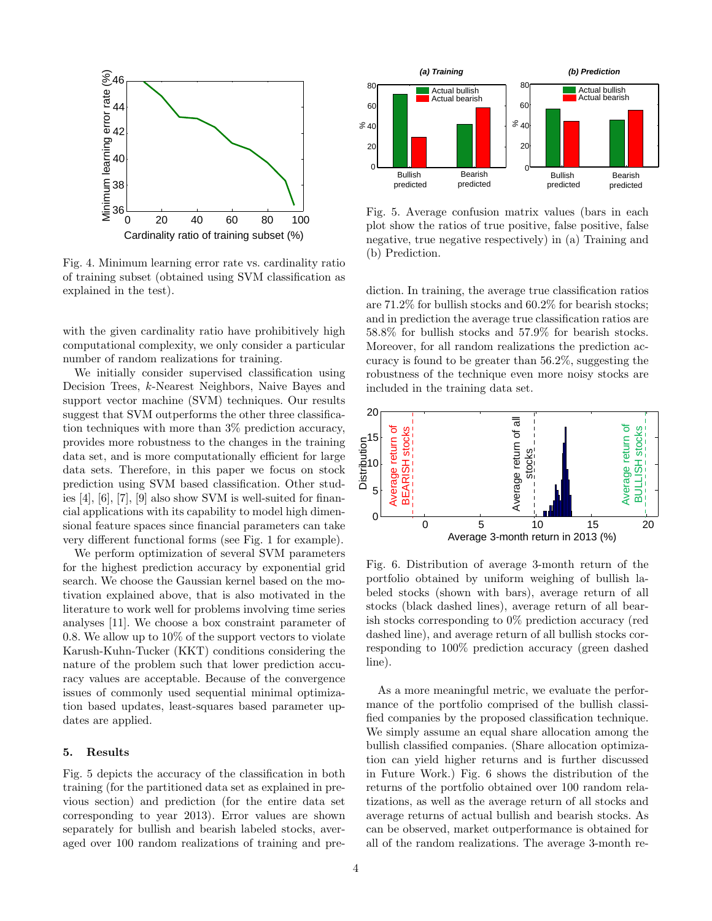Fig. 4. Minimum learning error rate vs. cardinality ratio of training subset (obtained using SVM classification as explained in the test).

with the given cardinality ratio have prohibitively high computational complexity, we only consider a particular number of random realizations for training.

We initially consider supervised classification using Decision Trees, $k$-Nearest Neighbors, Naive Bayes and support vector machine (SVM) techniques. Our results suggest that SVM outperforms the other three classification techniques with more than 3% prediction accuracy, provides more robustness to the changes in the training data set, and is more computationally efficient for large data sets. Therefore, in this paper we focus on stock prediction using SVM based classification. Other studies [4], [6], [7], [9] also show SVM is well-suited for financial applications with its capability to model high dimensional feature spaces since financial parameters can take very different functional forms (see Fig. 1 for example).

We perform optimization of several SVM parameters for the highest prediction accuracy by exponential grid search. We choose the Gaussian kernel based on the motivation explained above, that is also motivated in the literature to work well for problems involving time series analyses [11]. We choose a box constraint parameter of 0.8. We allow up to 10% of the support vectors to violate Karush-Kuhn-Tucker (KKT) conditions considering the nature of the problem such that lower prediction accuracy values are acceptable. Because of the convergence issues of commonly used sequential minimal optimization based updates, least-squares based parameter updates are applied.

## 5. Results

Fig. 5 depicts the accuracy of the classification in both training (for the partitioned data set as explained in previous section) and prediction (for the entire data set corresponding to year 2013). Error values are shown separately for bullish and bearish labeled stocks, averaged over 100 random realizations of training and prediction. In training, the average true classification ratios are 71.2% for bullish stocks and 60.2% for bearish stocks; and in prediction the average true classification ratios are 58.8% for bullish stocks and 57.9% for bearish stocks. Moreover, for all random realizations the prediction accuracy is found to be greater than 56.2%, suggesting the robustness of the technique even more noisy stocks are included in the training data set.

Fig. 5. Average confusion matrix values (bars in each plot show the ratios of true positive, false positive, false negative, true negative respectively) in (a) Training and (b) Prediction.

Fig. 6. Distribution of average 3-month return of the portfolio obtained by uniform weighing of bullish labeled stocks (shown with bars), average return of all stocks (black dashed lines), average return of all bearish stocks corresponding to 0% prediction accuracy (red dashed line), and average return of all bullish stocks corresponding to 100% prediction accuracy (green dashed line).

As a more meaningful metric, we evaluate the performance of the portfolio comprised of the bullish classified companies by the proposed classification technique. We simply assume an equal share allocation among the bullish classified companies. (Share allocation optimization can yield higher returns and is further discussed in Future Work.) Fig. 6 shows the distribution of the returns of the portfolio obtained over 100 random relatizations, as well as the average return of all stocks and average returns of actual bullish and bearish stocks. As can be observed, market outperformance is obtained for all of the random realizations. The average 3-month re-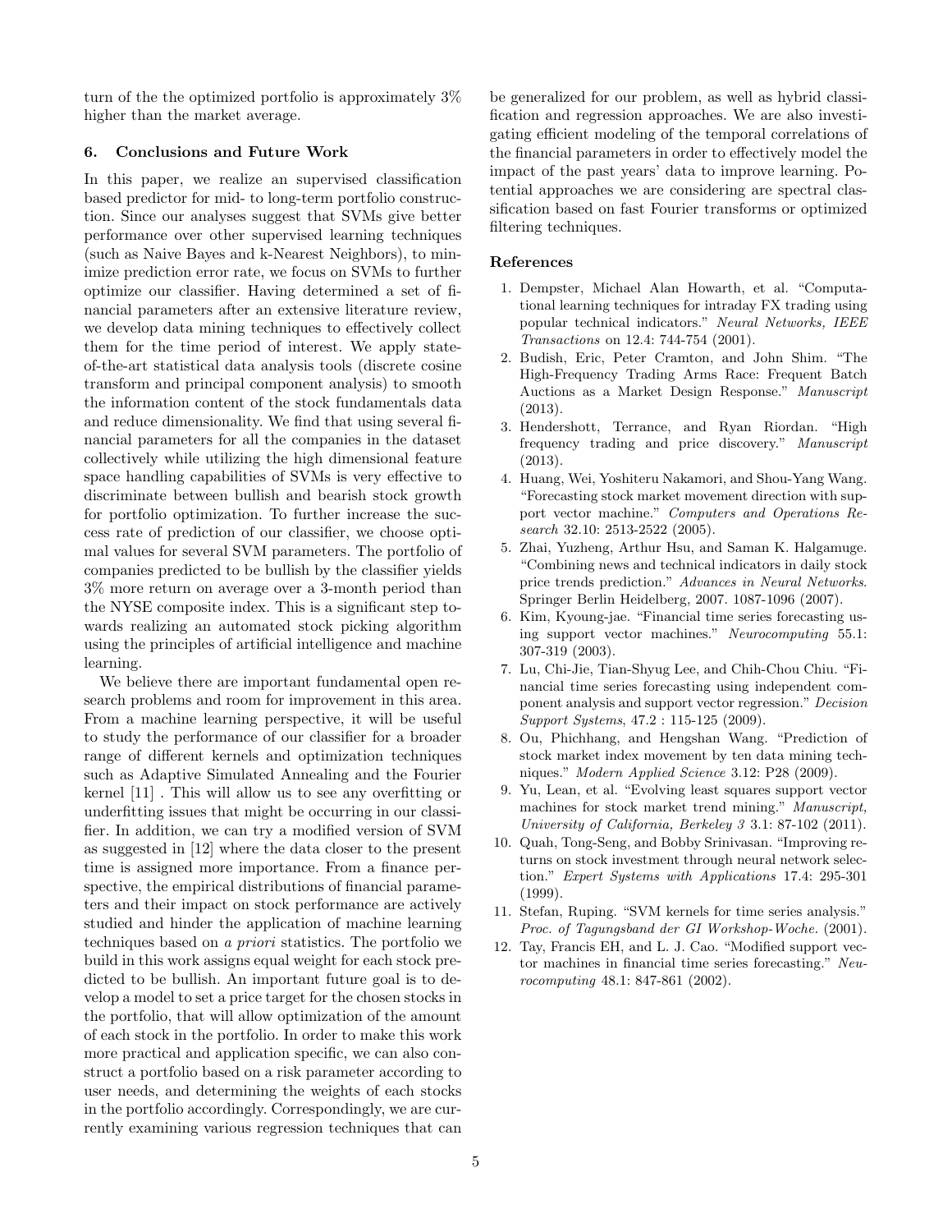turn of the the optimized portfolio is approximately 3% higher than the market average.

### 6. Conclusions and Future Work

In this paper, we realize an supervised classification based predictor for mid- to long-term portfolio construction. Since our analyses suggest that SVMs give better performance over other supervised learning techniques (such as Naive Bayes and k-Nearest Neighbors), to minimize prediction error rate, we focus on SVMs to further optimize our classifier. Having determined a set of financial parameters after an extensive literature review, we develop data mining techniques to effectively collect them for the time period of interest. We apply state-of-the-art statistical data analysis tools (discrete cosine transform and principal component analysis) to smooth the information content of the stock fundamentals data and reduce dimensionality. We find that using several financial parameters for all the companies in the dataset collectively while utilizing the high dimensional feature space handling capabilities of SVMs is very effective to discriminate between bullish and bearish stock growth for portfolio optimization. To further increase the success rate of prediction of our classifier, we choose optimal values for several SVM parameters. The portfolio of companies predicted to be bullish by the classifier yields 3% more return on average over a 3-month period than the NYSE composite index. This is a significant step towards realizing an automated stock picking algorithm using the principles of artificial intelligence and machine learning.

We believe there are important fundamental open research problems and room for improvement in this area. From a machine learning perspective, it will be useful to study the performance of our classifier for a broader range of different kernels and optimization techniques such as Adaptive Simulated Annealing and the Fourier kernel [11] . This will allow us to see any overfitting or underfitting issues that might be occurring in our classifier. In addition, we can try a modified version of SVM as suggested in [12] where the data closer to the present time is assigned more importance. From a finance perspective, the empirical distributions of financial parameters and their impact on stock performance are actively studied and hinder the application of machine learning techniques based on *a priori* statistics. The portfolio we build in this work assigns equal weight for each stock predicted to be bullish. An important future goal is to develop a model to set a price target for the chosen stocks in the portfolio, that will allow optimization of the amount of each stock in the portfolio. In order to make this work more practical and application specific, we can also construct a portfolio based on a risk parameter according to user needs, and determining the weights of each stocks in the portfolio accordingly. Correspondingly, we are currently examining various regression techniques that can be generalized for our problem, as well as hybrid classification and regression approaches. We are also investigating efficient modeling of the temporal correlations of the financial parameters in order to effectively model the impact of the past years' data to improve learning. Potential approaches we are considering are spectral classification based on fast Fourier transforms or optimized filtering techniques.

### References

1. Dempster, Michael Alan Howarth, et al. "Computational learning techniques for intraday FX trading using popular technical indicators." *Neural Networks, IEEE Transactions* on 12.4: 744-754 (2001).
2. Budish, Eric, Peter Cramton, and John Shim. "The High-Frequency Trading Arms Race: Frequent Batch Auctions as a Market Design Response." *Manuscript* (2013).
3. Hendershott, Terrance, and Ryan Riordan. "High frequency trading and price discovery." *Manuscript* (2013).
4. Huang, Wei, Yoshiteru Nakamori, and Shou-Yang Wang. "Forecasting stock market movement direction with support vector machine." *Computers and Operations Research* 32.10: 2513-2522 (2005).
5. Zhai, Yuzheng, Arthur Hsu, and Saman K. Halgamuge. "Combining news and technical indicators in daily stock price trends prediction." *Advances in Neural Networks*. Springer Berlin Heidelberg, 2007. 1087-1096 (2007).
6. Kim, Kyoung-jae. "Financial time series forecasting using support vector machines." *Neurocomputing* 55.1: 307-319 (2003).
7. Lu, Chi-Jie, Tian-Shyug Lee, and Chih-Chou Chiu. "Financial time series forecasting using independent component analysis and support vector regression." *Decision Support Systems*, 47.2 : 115-125 (2009).
8. Ou, Phichhang, and Hengshan Wang. "Prediction of stock market index movement by ten data mining techniques." *Modern Applied Science* 3.12: P28 (2009).
9. Yu, Lean, et al. "Evolving least squares support vector machines for stock market trend mining." *Manuscript, University of California, Berkeley 3* 3.1: 87-102 (2011).
10. Quah, Tong-Seng, and Bobby Srinivasan. "Improving returns on stock investment through neural network selection." *Expert Systems with Applications* 17.4: 295-301 (1999).
11. Stefan, Ruping. "SVM kernels for time series analysis." *Proc. of Tagungsband der GI Workshop-Woche.* (2001).
12. Tay, Francis EH, and L. J. Cao. "Modified support vector machines in financial time series forecasting." *Neurocomputing* 48.1: 847-861 (2002).